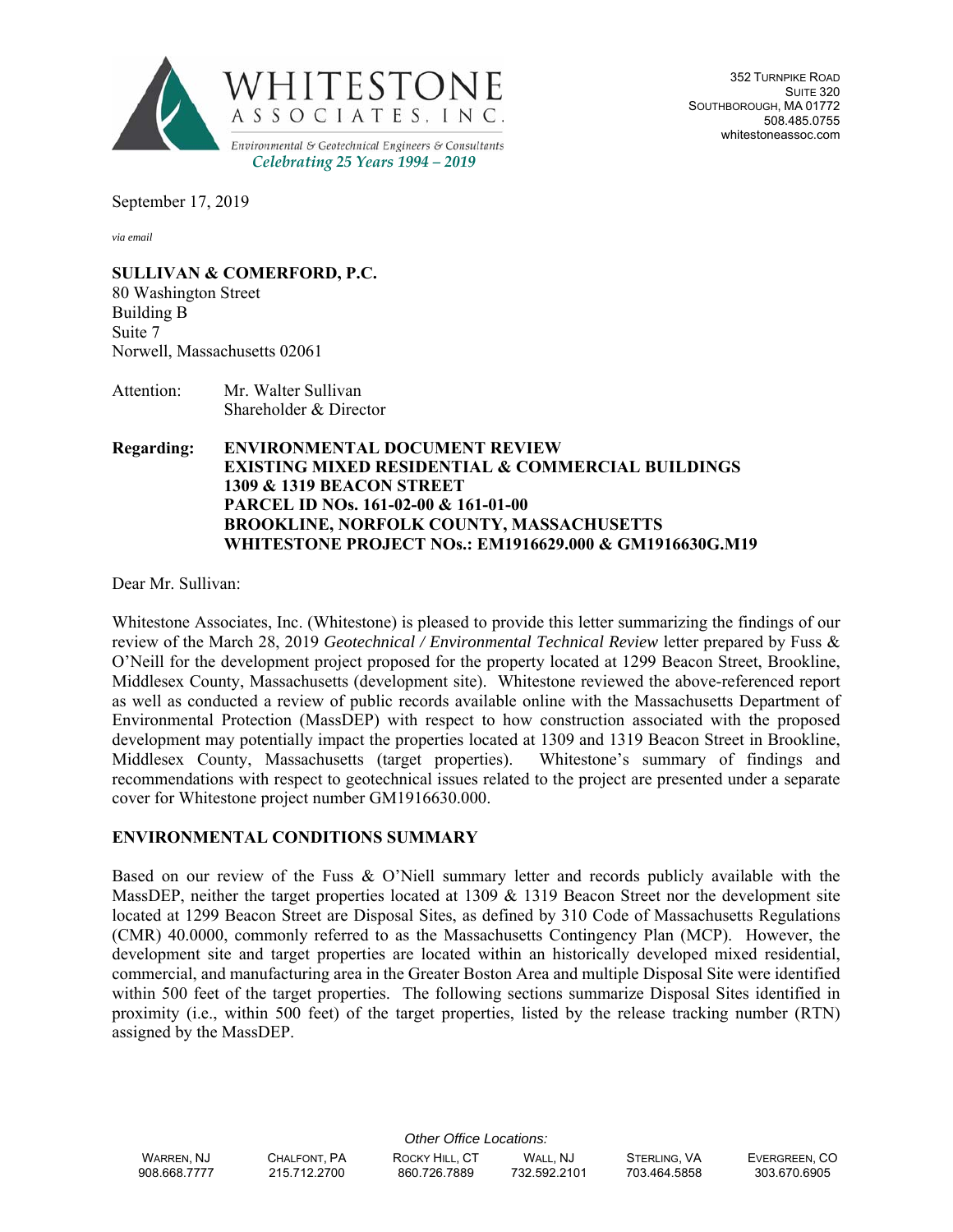**WHITESTONE ASSOCIATES, INC.**
*Environmental & Geotechnical Engineers & Consultants*
*Celebrating 25 Years 1994 – 2019*

352 Turnpike Road
Suite 320
Southborough, MA 01772
508.485.0755
whitestoneassoc.com

September 17, 2019

*via email*

**SULLIVAN & COMERFORD, P.C.**
80 Washington Street
Building B
Suite 7
Norwell, Massachusetts 02061

Attention: Mr. Walter Sullivan
Shareholder & Director

**Regarding: ENVIRONMENTAL DOCUMENT REVIEW**
**EXISTING MIXED RESIDENTIAL & COMMERCIAL BUILDINGS**
**1309 & 1319 BEACON STREET**
**PARCEL ID NOs. 161-02-00 & 161-01-00**
**BROOKLINE, NORFOLK COUNTY, MASSACHUSETTS**
**WHITESTONE PROJECT NOs.: EM1916629.000 & GM1916630G.M19**

Dear Mr. Sullivan:

Whitestone Associates, Inc. (Whitestone) is pleased to provide this letter summarizing the findings of our review of the March 28, 2019 *Geotechnical / Environmental Technical Review* letter prepared by Fuss & O'Neill for the development project proposed for the property located at 1299 Beacon Street, Brookline, Middlesex County, Massachusetts (development site). Whitestone reviewed the above-referenced report as well as conducted a review of public records available online with the Massachusetts Department of Environmental Protection (MassDEP) with respect to how construction associated with the proposed development may potentially impact the properties located at 1309 and 1319 Beacon Street in Brookline, Middlesex County, Massachusetts (target properties). Whitestone's summary of findings and recommendations with respect to geotechnical issues related to the project are presented under a separate cover for Whitestone project number GM1916630.000.

## ENVIRONMENTAL CONDITIONS SUMMARY

Based on our review of the Fuss & O'Niell summary letter and records publicly available with the MassDEP, neither the target properties located at 1309 & 1319 Beacon Street nor the development site located at 1299 Beacon Street are Disposal Sites, as defined by 310 Code of Massachusetts Regulations (CMR) 40.0000, commonly referred to as the Massachusetts Contingency Plan (MCP). However, the development site and target properties are located within an historically developed mixed residential, commercial, and manufacturing area in the Greater Boston Area and multiple Disposal Site were identified within 500 feet of the target properties. The following sections summarize Disposal Sites identified in proximity (i.e., within 500 feet) of the target properties, listed by the release tracking number (RTN) assigned by the MassDEP.

*Other Office Locations:*

| Warren, NJ | Chalfont, PA | Rocky Hill, CT | Wall, NJ | Sterling, VA | Evergreen, CO |
|---|---|---|---|---|---|
| 908.668.7777 | 215.712.2700 | 860.726.7889 | 732.592.2101 | 703.464.5858 | 303.670.6905 |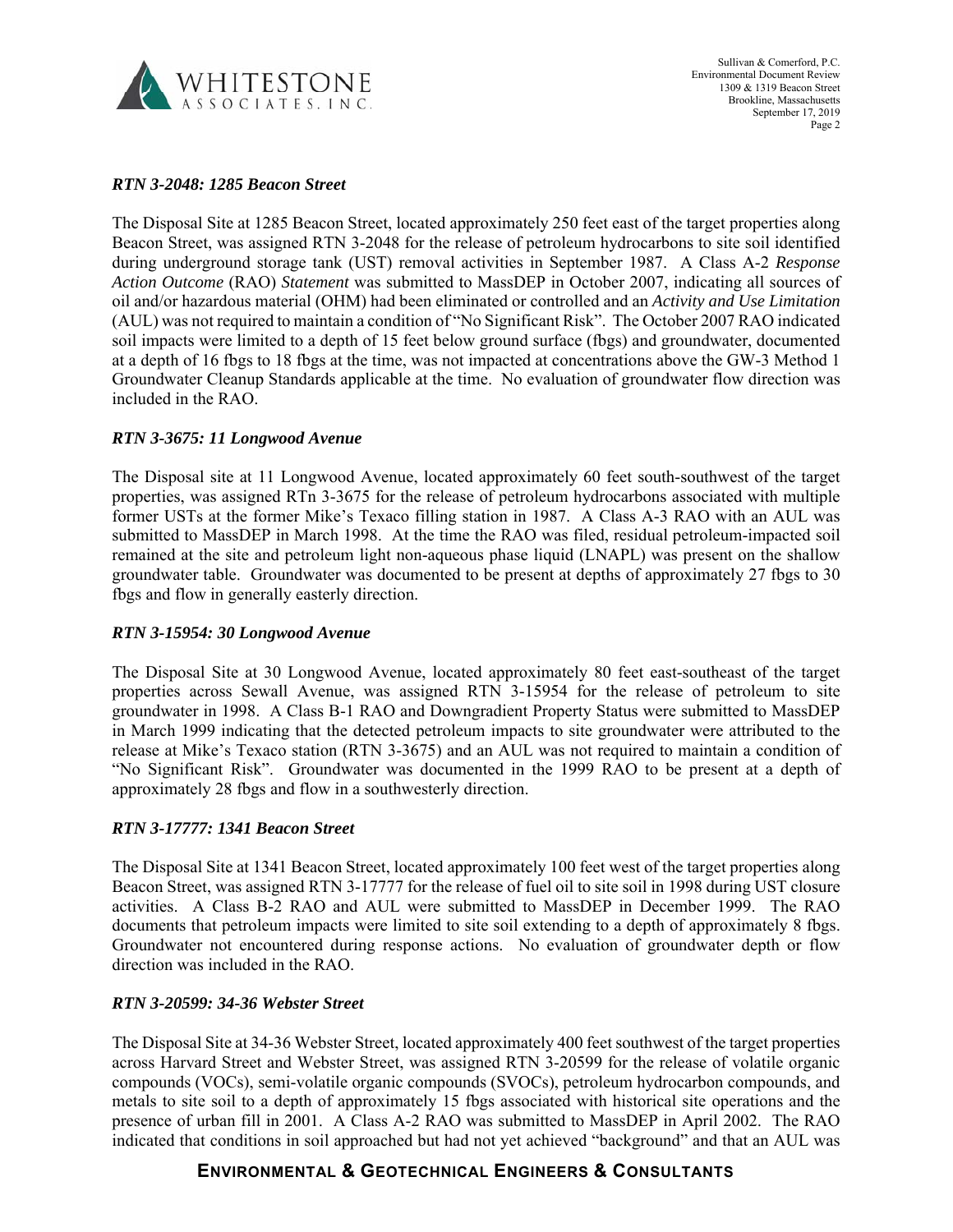### *RTN 3-2048: 1285 Beacon Street*

The Disposal Site at 1285 Beacon Street, located approximately 250 feet east of the target properties along Beacon Street, was assigned RTN 3-2048 for the release of petroleum hydrocarbons to site soil identified during underground storage tank (UST) removal activities in September 1987. A Class A-2 *Response Action Outcome* (RAO) *Statement* was submitted to MassDEP in October 2007, indicating all sources of oil and/or hazardous material (OHM) had been eliminated or controlled and an *Activity and Use Limitation* (AUL) was not required to maintain a condition of "No Significant Risk". The October 2007 RAO indicated soil impacts were limited to a depth of 15 feet below ground surface (fbgs) and groundwater, documented at a depth of 16 fbgs to 18 fbgs at the time, was not impacted at concentrations above the GW-3 Method 1 Groundwater Cleanup Standards applicable at the time. No evaluation of groundwater flow direction was included in the RAO.

### *RTN 3-3675: 11 Longwood Avenue*

The Disposal site at 11 Longwood Avenue, located approximately 60 feet south-southwest of the target properties, was assigned RTn 3-3675 for the release of petroleum hydrocarbons associated with multiple former USTs at the former Mike's Texaco filling station in 1987. A Class A-3 RAO with an AUL was submitted to MassDEP in March 1998. At the time the RAO was filed, residual petroleum-impacted soil remained at the site and petroleum light non-aqueous phase liquid (LNAPL) was present on the shallow groundwater table. Groundwater was documented to be present at depths of approximately 27 fbgs to 30 fbgs and flow in generally easterly direction.

### *RTN 3-15954: 30 Longwood Avenue*

The Disposal Site at 30 Longwood Avenue, located approximately 80 feet east-southeast of the target properties across Sewall Avenue, was assigned RTN 3-15954 for the release of petroleum to site groundwater in 1998. A Class B-1 RAO and Downgradient Property Status were submitted to MassDEP in March 1999 indicating that the detected petroleum impacts to site groundwater were attributed to the release at Mike's Texaco station (RTN 3-3675) and an AUL was not required to maintain a condition of "No Significant Risk". Groundwater was documented in the 1999 RAO to be present at a depth of approximately 28 fbgs and flow in a southwesterly direction.

### *RTN 3-17777: 1341 Beacon Street*

The Disposal Site at 1341 Beacon Street, located approximately 100 feet west of the target properties along Beacon Street, was assigned RTN 3-17777 for the release of fuel oil to site soil in 1998 during UST closure activities. A Class B-2 RAO and AUL were submitted to MassDEP in December 1999. The RAO documents that petroleum impacts were limited to site soil extending to a depth of approximately 8 fbgs. Groundwater not encountered during response actions. No evaluation of groundwater depth or flow direction was included in the RAO.

### *RTN 3-20599: 34-36 Webster Street*

The Disposal Site at 34-36 Webster Street, located approximately 400 feet southwest of the target properties across Harvard Street and Webster Street, was assigned RTN 3-20599 for the release of volatile organic compounds (VOCs), semi-volatile organic compounds (SVOCs), petroleum hydrocarbon compounds, and metals to site soil to a depth of approximately 15 fbgs associated with historical site operations and the presence of urban fill in 2001. A Class A-2 RAO was submitted to MassDEP in April 2002. The RAO indicated that conditions in soil approached but had not yet achieved "background" and that an AUL was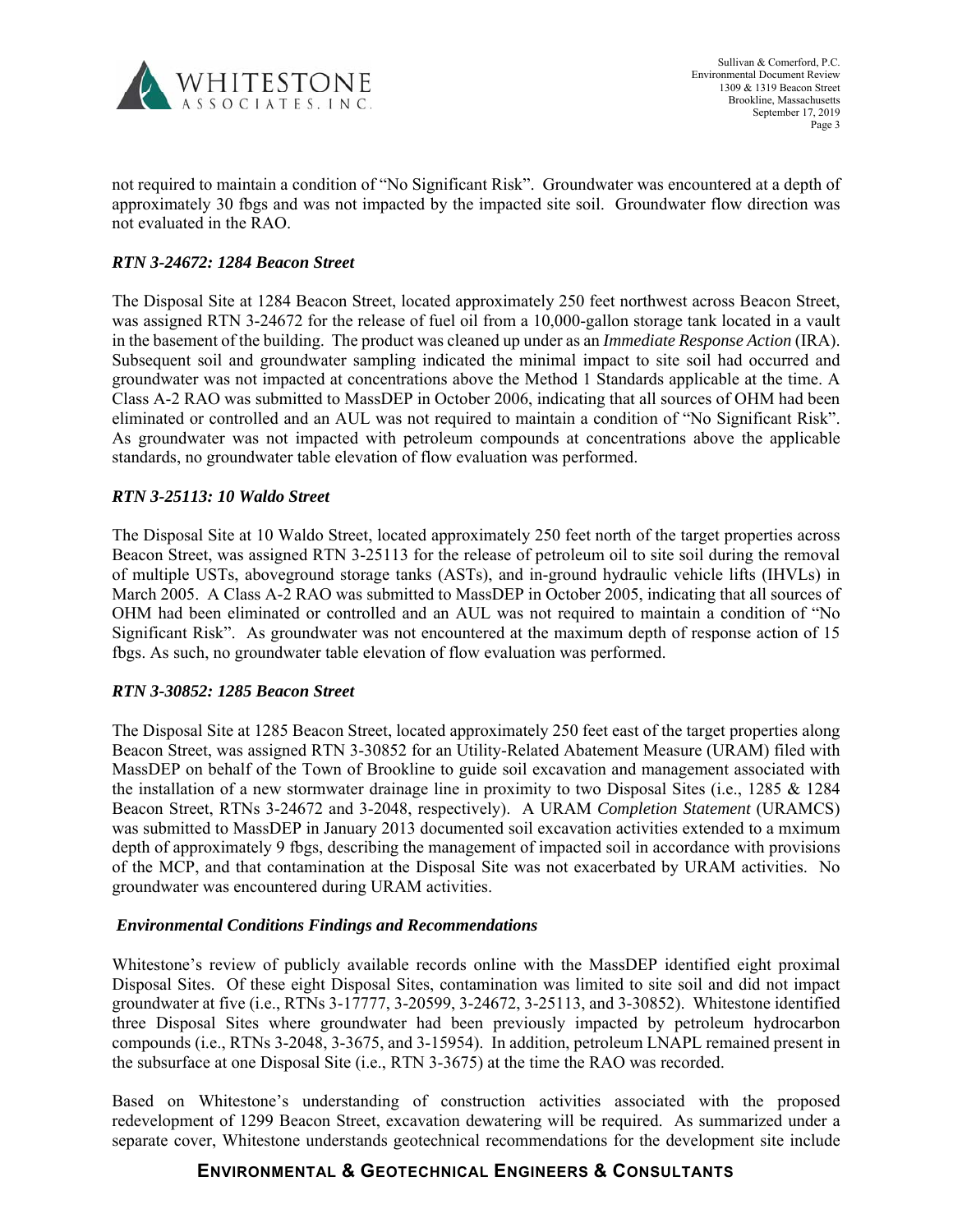not required to maintain a condition of "No Significant Risk". Groundwater was encountered at a depth of approximately 30 fbgs and was not impacted by the impacted site soil. Groundwater flow direction was not evaluated in the RAO.

### *RTN 3-24672: 1284 Beacon Street*

The Disposal Site at 1284 Beacon Street, located approximately 250 feet northwest across Beacon Street, was assigned RTN 3-24672 for the release of fuel oil from a 10,000-gallon storage tank located in a vault in the basement of the building. The product was cleaned up under as an *Immediate Response Action* (IRA). Subsequent soil and groundwater sampling indicated the minimal impact to site soil had occurred and groundwater was not impacted at concentrations above the Method 1 Standards applicable at the time. A Class A-2 RAO was submitted to MassDEP in October 2006, indicating that all sources of OHM had been eliminated or controlled and an AUL was not required to maintain a condition of "No Significant Risk". As groundwater was not impacted with petroleum compounds at concentrations above the applicable standards, no groundwater table elevation of flow evaluation was performed.

### *RTN 3-25113: 10 Waldo Street*

The Disposal Site at 10 Waldo Street, located approximately 250 feet north of the target properties across Beacon Street, was assigned RTN 3-25113 for the release of petroleum oil to site soil during the removal of multiple USTs, aboveground storage tanks (ASTs), and in-ground hydraulic vehicle lifts (IHVLs) in March 2005. A Class A-2 RAO was submitted to MassDEP in October 2005, indicating that all sources of OHM had been eliminated or controlled and an AUL was not required to maintain a condition of "No Significant Risk". As groundwater was not encountered at the maximum depth of response action of 15 fbgs. As such, no groundwater table elevation of flow evaluation was performed.

### *RTN 3-30852: 1285 Beacon Street*

The Disposal Site at 1285 Beacon Street, located approximately 250 feet east of the target properties along Beacon Street, was assigned RTN 3-30852 for an Utility-Related Abatement Measure (URAM) filed with MassDEP on behalf of the Town of Brookline to guide soil excavation and management associated with the installation of a new stormwater drainage line in proximity to two Disposal Sites (i.e., 1285 & 1284 Beacon Street, RTNs 3-24672 and 3-2048, respectively). A URAM *Completion Statement* (URAMCS) was submitted to MassDEP in January 2013 documented soil excavation activities extended to a mximum depth of approximately 9 fbgs, describing the management of impacted soil in accordance with provisions of the MCP, and that contamination at the Disposal Site was not exacerbated by URAM activities. No groundwater was encountered during URAM activities.

### *Environmental Conditions Findings and Recommendations*

Whitestone's review of publicly available records online with the MassDEP identified eight proximal Disposal Sites. Of these eight Disposal Sites, contamination was limited to site soil and did not impact groundwater at five (i.e., RTNs 3-17777, 3-20599, 3-24672, 3-25113, and 3-30852). Whitestone identified three Disposal Sites where groundwater had been previously impacted by petroleum hydrocarbon compounds (i.e., RTNs 3-2048, 3-3675, and 3-15954). In addition, petroleum LNAPL remained present in the subsurface at one Disposal Site (i.e., RTN 3-3675) at the time the RAO was recorded.

Based on Whitestone's understanding of construction activities associated with the proposed redevelopment of 1299 Beacon Street, excavation dewatering will be required. As summarized under a separate cover, Whitestone understands geotechnical recommendations for the development site include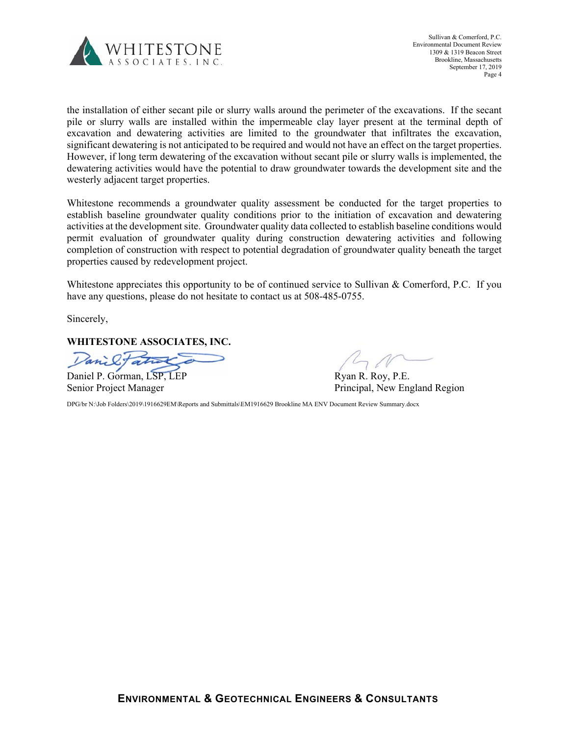the installation of either secant pile or slurry walls around the perimeter of the excavations. If the secant pile or slurry walls are installed within the impermeable clay layer present at the terminal depth of excavation and dewatering activities are limited to the groundwater that infiltrates the excavation, significant dewatering is not anticipated to be required and would not have an effect on the target properties. However, if long term dewatering of the excavation without secant pile or slurry walls is implemented, the dewatering activities would have the potential to draw groundwater towards the development site and the westerly adjacent target properties.

Whitestone recommends a groundwater quality assessment be conducted for the target properties to establish baseline groundwater quality conditions prior to the initiation of excavation and dewatering activities at the development site. Groundwater quality data collected to establish baseline conditions would permit evaluation of groundwater quality during construction dewatering activities and following completion of construction with respect to potential degradation of groundwater quality beneath the target properties caused by redevelopment project.

Whitestone appreciates this opportunity to be of continued service to Sullivan & Comerford, P.C. If you have any questions, please do not hesitate to contact us at 508-485-0755.

Sincerely,

**WHITESTONE ASSOCIATES, INC.**

Daniel P. Gorman, LSP, LEP
Senior Project Manager

Ryan R. Roy, P.E.
Principal, New England Region

DPG/br N:\Job Folders\2019\1916629EM\Reports and Submittals\EM1916629 Brookline MA ENV Document Review Summary.docx